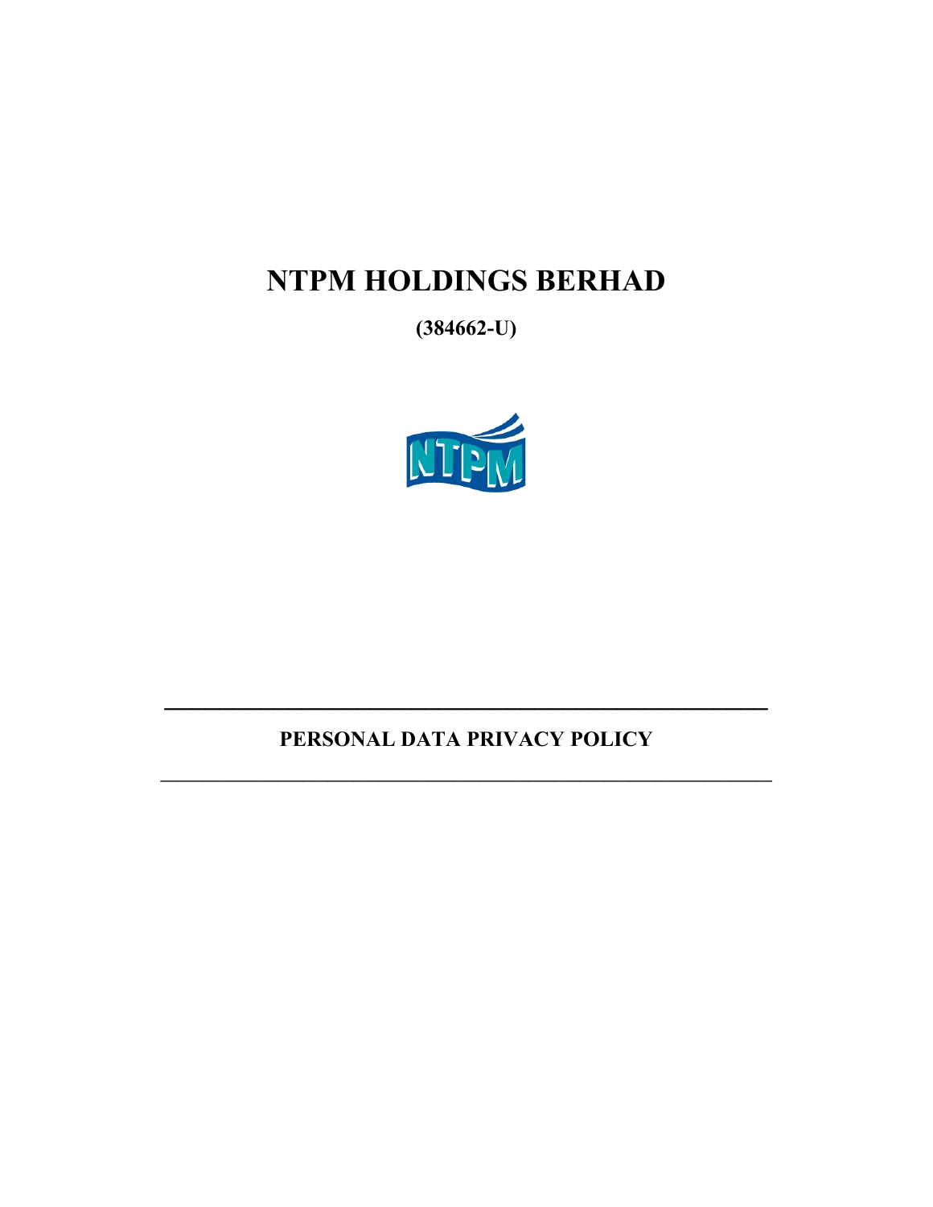# NTPM HOLDINGS BERHAD

**(384662-U)**

---

## PERSONAL DATA PRIVACY POLICY

---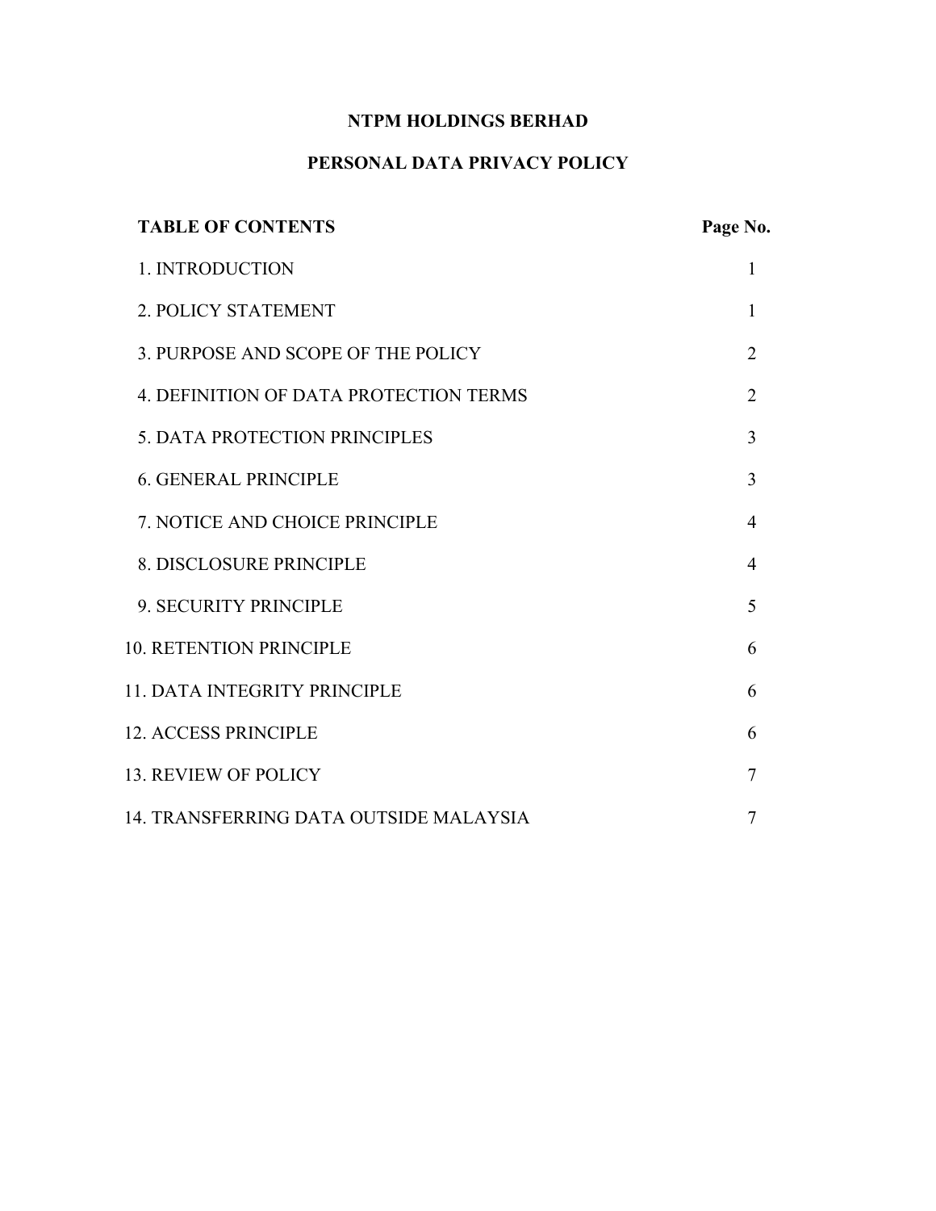# NTPM HOLDINGS BERHAD

## PERSONAL DATA PRIVACY POLICY

| TABLE OF CONTENTS | Page No. |
| --- | --- |
| 1. INTRODUCTION | 1 |
| 2. POLICY STATEMENT | 1 |
| 3. PURPOSE AND SCOPE OF THE POLICY | 2 |
| 4. DEFINITION OF DATA PROTECTION TERMS | 2 |
| 5. DATA PROTECTION PRINCIPLES | 3 |
| 6. GENERAL PRINCIPLE | 3 |
| 7. NOTICE AND CHOICE PRINCIPLE | 4 |
| 8. DISCLOSURE PRINCIPLE | 4 |
| 9. SECURITY PRINCIPLE | 5 |
| 10. RETENTION PRINCIPLE | 6 |
| 11. DATA INTEGRITY PRINCIPLE | 6 |
| 12. ACCESS PRINCIPLE | 6 |
| 13. REVIEW OF POLICY | 7 |
| 14. TRANSFERRING DATA OUTSIDE MALAYSIA | 7 |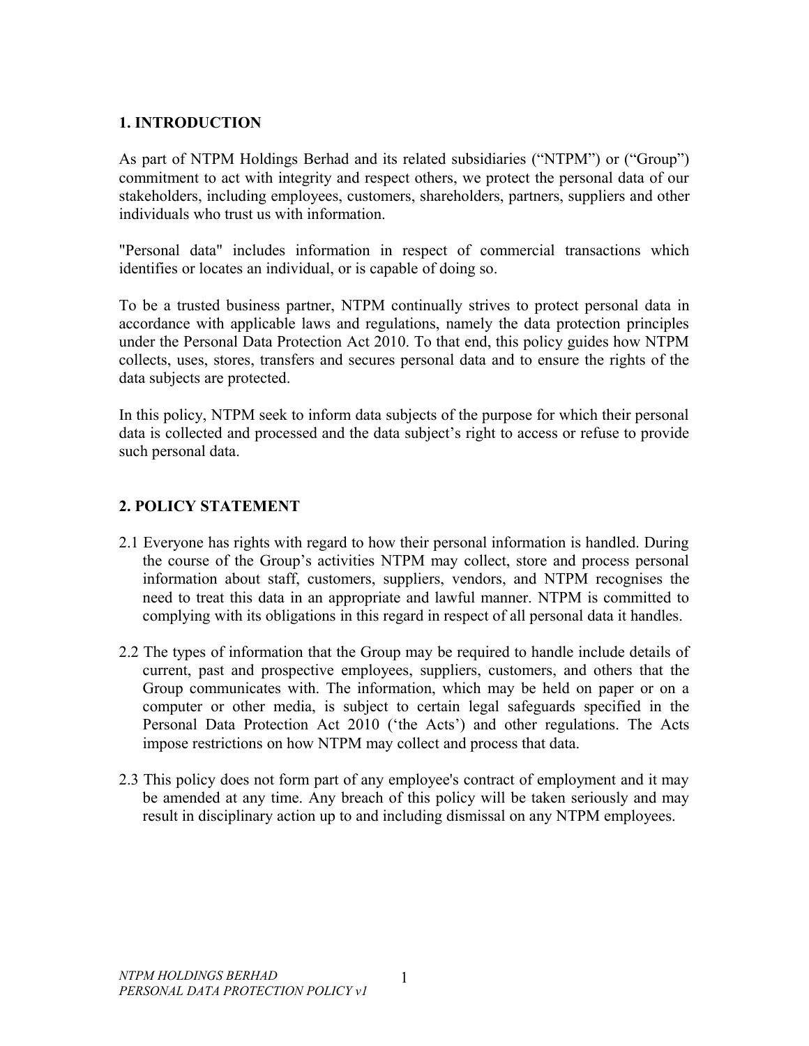## 1. INTRODUCTION

As part of NTPM Holdings Berhad and its related subsidiaries ("NTPM") or ("Group") commitment to act with integrity and respect others, we protect the personal data of our stakeholders, including employees, customers, shareholders, partners, suppliers and other individuals who trust us with information.

"Personal data" includes information in respect of commercial transactions which identifies or locates an individual, or is capable of doing so.

To be a trusted business partner, NTPM continually strives to protect personal data in accordance with applicable laws and regulations, namely the data protection principles under the Personal Data Protection Act 2010. To that end, this policy guides how NTPM collects, uses, stores, transfers and secures personal data and to ensure the rights of the data subjects are protected.

In this policy, NTPM seek to inform data subjects of the purpose for which their personal data is collected and processed and the data subject's right to access or refuse to provide such personal data.

## 2. POLICY STATEMENT

2.1 Everyone has rights with regard to how their personal information is handled. During the course of the Group's activities NTPM may collect, store and process personal information about staff, customers, suppliers, vendors, and NTPM recognises the need to treat this data in an appropriate and lawful manner. NTPM is committed to complying with its obligations in this regard in respect of all personal data it handles.

2.2 The types of information that the Group may be required to handle include details of current, past and prospective employees, suppliers, customers, and others that the Group communicates with. The information, which may be held on paper or on a computer or other media, is subject to certain legal safeguards specified in the Personal Data Protection Act 2010 ('the Acts') and other regulations. The Acts impose restrictions on how NTPM may collect and process that data.

2.3 This policy does not form part of any employee's contract of employment and it may be amended at any time. Any breach of this policy will be taken seriously and may result in disciplinary action up to and including dismissal on any NTPM employees.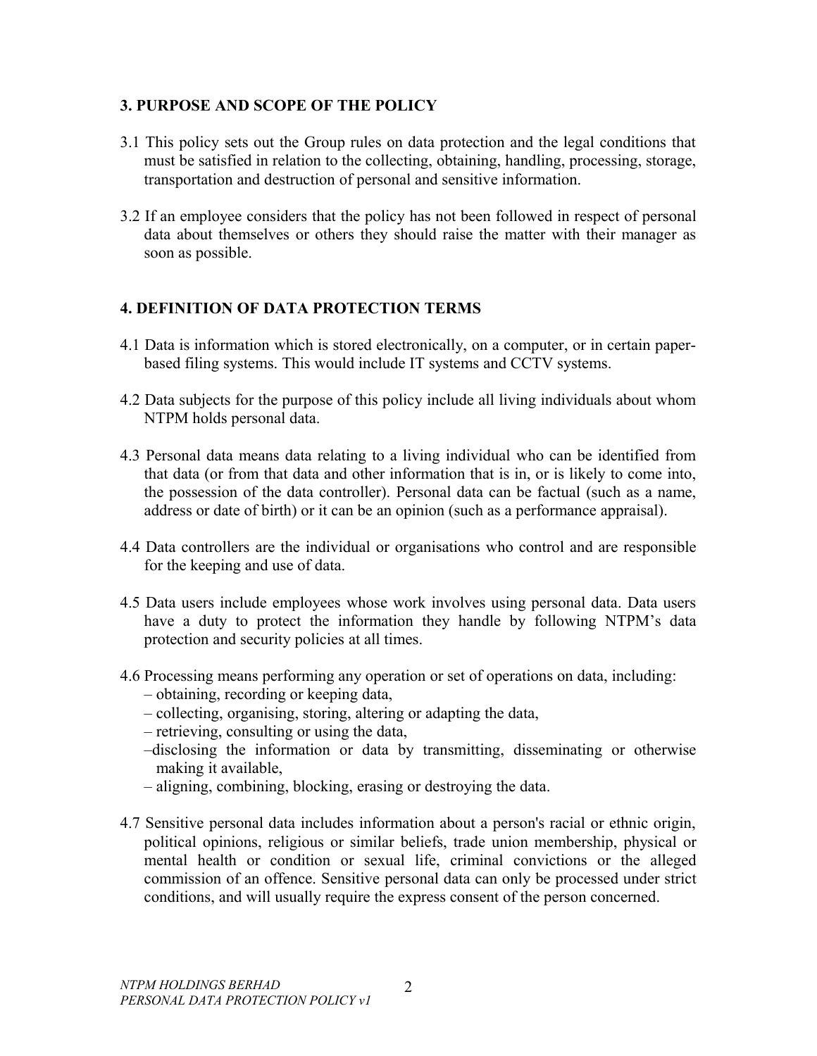## 3. PURPOSE AND SCOPE OF THE POLICY

3.1 This policy sets out the Group rules on data protection and the legal conditions that must be satisfied in relation to the collecting, obtaining, handling, processing, storage, transportation and destruction of personal and sensitive information.

3.2 If an employee considers that the policy has not been followed in respect of personal data about themselves or others they should raise the matter with their manager as soon as possible.

## 4. DEFINITION OF DATA PROTECTION TERMS

4.1 Data is information which is stored electronically, on a computer, or in certain paper-based filing systems. This would include IT systems and CCTV systems.

4.2 Data subjects for the purpose of this policy include all living individuals about whom NTPM holds personal data.

4.3 Personal data means data relating to a living individual who can be identified from that data (or from that data and other information that is in, or is likely to come into, the possession of the data controller). Personal data can be factual (such as a name, address or date of birth) or it can be an opinion (such as a performance appraisal).

4.4 Data controllers are the individual or organisations who control and are responsible for the keeping and use of data.

4.5 Data users include employees whose work involves using personal data. Data users have a duty to protect the information they handle by following NTPM's data protection and security policies at all times.

4.6 Processing means performing any operation or set of operations on data, including:
- obtaining, recording or keeping data,
- collecting, organising, storing, altering or adapting the data,
- retrieving, consulting or using the data,
- disclosing the information or data by transmitting, disseminating or otherwise making it available,
- aligning, combining, blocking, erasing or destroying the data.

4.7 Sensitive personal data includes information about a person's racial or ethnic origin, political opinions, religious or similar beliefs, trade union membership, physical or mental health or condition or sexual life, criminal convictions or the alleged commission of an offence. Sensitive personal data can only be processed under strict conditions, and will usually require the express consent of the person concerned.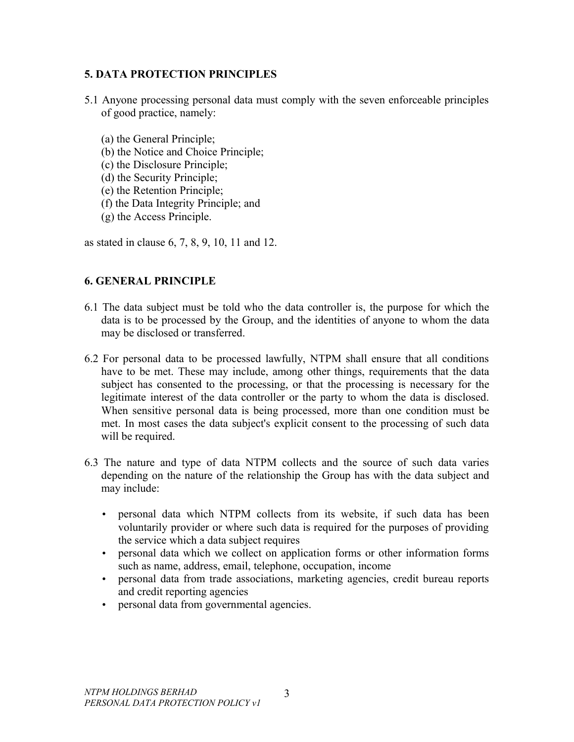## 5. DATA PROTECTION PRINCIPLES

5.1 Anyone processing personal data must comply with the seven enforceable principles of good practice, namely:

(a) the General Principle;
(b) the Notice and Choice Principle;
(c) the Disclosure Principle;
(d) the Security Principle;
(e) the Retention Principle;
(f) the Data Integrity Principle; and
(g) the Access Principle.

as stated in clause 6, 7, 8, 9, 10, 11 and 12.

## 6. GENERAL PRINCIPLE

6.1 The data subject must be told who the data controller is, the purpose for which the data is to be processed by the Group, and the identities of anyone to whom the data may be disclosed or transferred.

6.2 For personal data to be processed lawfully, NTPM shall ensure that all conditions have to be met. These may include, among other things, requirements that the data subject has consented to the processing, or that the processing is necessary for the legitimate interest of the data controller or the party to whom the data is disclosed. When sensitive personal data is being processed, more than one condition must be met. In most cases the data subject's explicit consent to the processing of such data will be required.

6.3 The nature and type of data NTPM collects and the source of such data varies depending on the nature of the relationship the Group has with the data subject and may include:

- personal data which NTPM collects from its website, if such data has been voluntarily provider or where such data is required for the purposes of providing the service which a data subject requires
- personal data which we collect on application forms or other information forms such as name, address, email, telephone, occupation, income
- personal data from trade associations, marketing agencies, credit bureau reports and credit reporting agencies
- personal data from governmental agencies.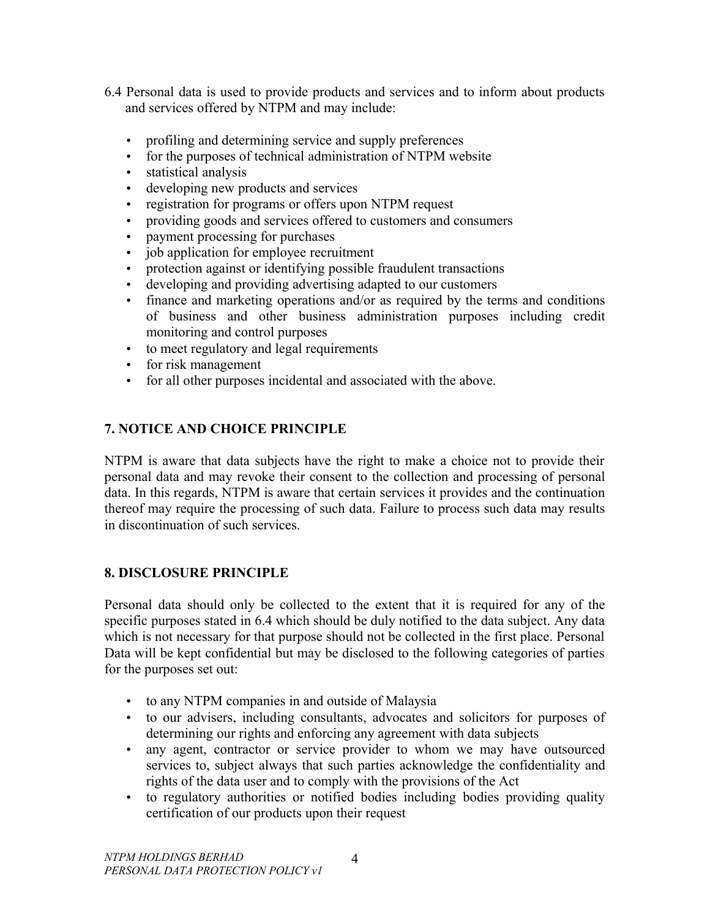6.4 Personal data is used to provide products and services and to inform about products and services offered by NTPM and may include:

- profiling and determining service and supply preferences
- for the purposes of technical administration of NTPM website
- statistical analysis
- developing new products and services
- registration for programs or offers upon NTPM request
- providing goods and services offered to customers and consumers
- payment processing for purchases
- job application for employee recruitment
- protection against or identifying possible fraudulent transactions
- developing and providing advertising adapted to our customers
- finance and marketing operations and/or as required by the terms and conditions of business and other business administration purposes including credit monitoring and control purposes
- to meet regulatory and legal requirements
- for risk management
- for all other purposes incidental and associated with the above.

## 7. NOTICE AND CHOICE PRINCIPLE

NTPM is aware that data subjects have the right to make a choice not to provide their personal data and may revoke their consent to the collection and processing of personal data. In this regards, NTPM is aware that certain services it provides and the continuation thereof may require the processing of such data. Failure to process such data may results in discontinuation of such services.

## 8. DISCLOSURE PRINCIPLE

Personal data should only be collected to the extent that it is required for any of the specific purposes stated in 6.4 which should be duly notified to the data subject. Any data which is not necessary for that purpose should not be collected in the first place. Personal Data will be kept confidential but may be disclosed to the following categories of parties for the purposes set out:

- to any NTPM companies in and outside of Malaysia
- to our advisers, including consultants, advocates and solicitors for purposes of determining our rights and enforcing any agreement with data subjects
- any agent, contractor or service provider to whom we may have outsourced services to, subject always that such parties acknowledge the confidentiality and rights of the data user and to comply with the provisions of the Act
- to regulatory authorities or notified bodies including bodies providing quality certification of our products upon their request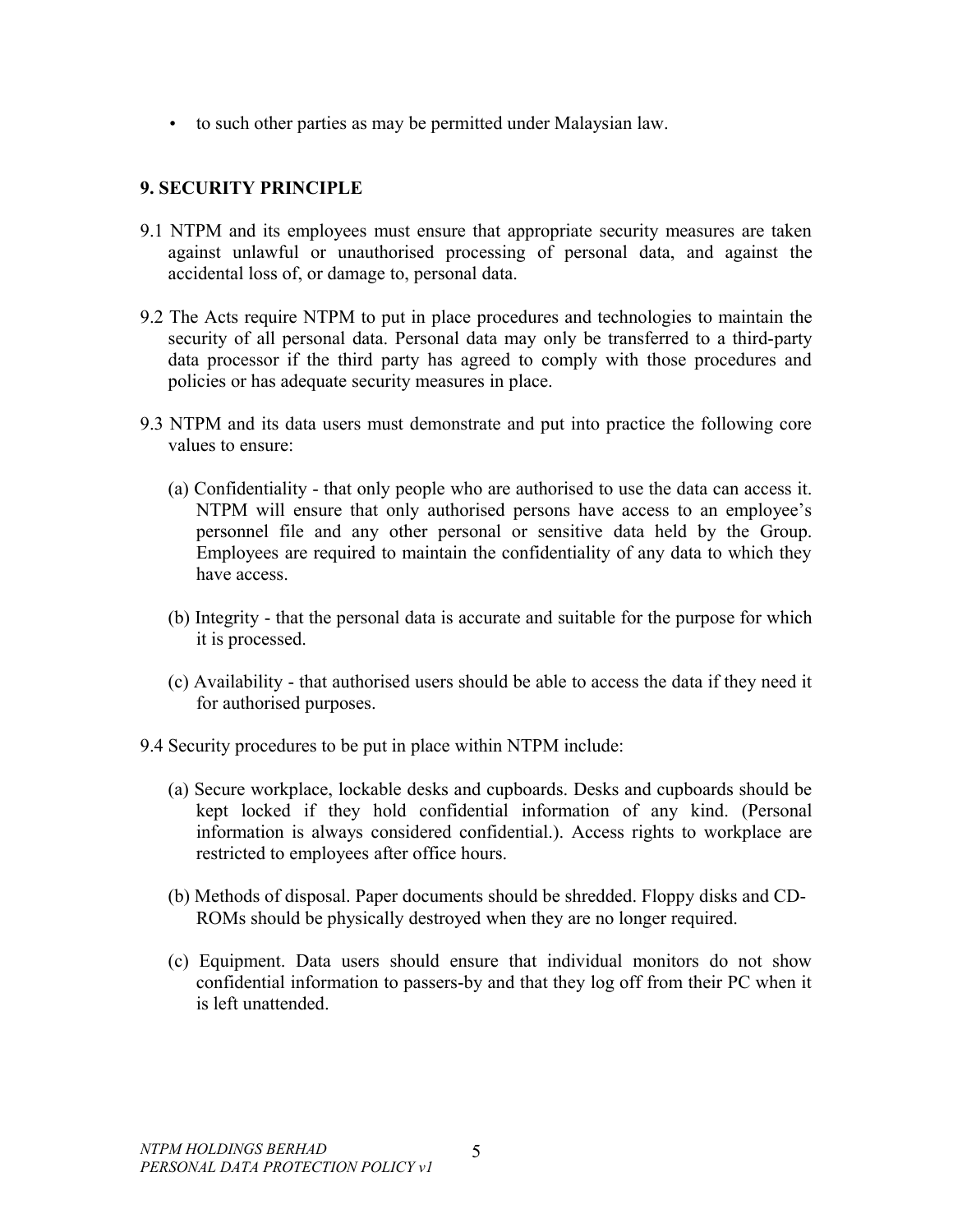- to such other parties as may be permitted under Malaysian law.

## 9. SECURITY PRINCIPLE

9.1 NTPM and its employees must ensure that appropriate security measures are taken against unlawful or unauthorised processing of personal data, and against the accidental loss of, or damage to, personal data.

9.2 The Acts require NTPM to put in place procedures and technologies to maintain the security of all personal data. Personal data may only be transferred to a third-party data processor if the third party has agreed to comply with those procedures and policies or has adequate security measures in place.

9.3 NTPM and its data users must demonstrate and put into practice the following core values to ensure:

(a) Confidentiality - that only people who are authorised to use the data can access it. NTPM will ensure that only authorised persons have access to an employee's personnel file and any other personal or sensitive data held by the Group. Employees are required to maintain the confidentiality of any data to which they have access.

(b) Integrity - that the personal data is accurate and suitable for the purpose for which it is processed.

(c) Availability - that authorised users should be able to access the data if they need it for authorised purposes.

9.4 Security procedures to be put in place within NTPM include:

(a) Secure workplace, lockable desks and cupboards. Desks and cupboards should be kept locked if they hold confidential information of any kind. (Personal information is always considered confidential.). Access rights to workplace are restricted to employees after office hours.

(b) Methods of disposal. Paper documents should be shredded. Floppy disks and CD-ROMs should be physically destroyed when they are no longer required.

(c) Equipment. Data users should ensure that individual monitors do not show confidential information to passers-by and that they log off from their PC when it is left unattended.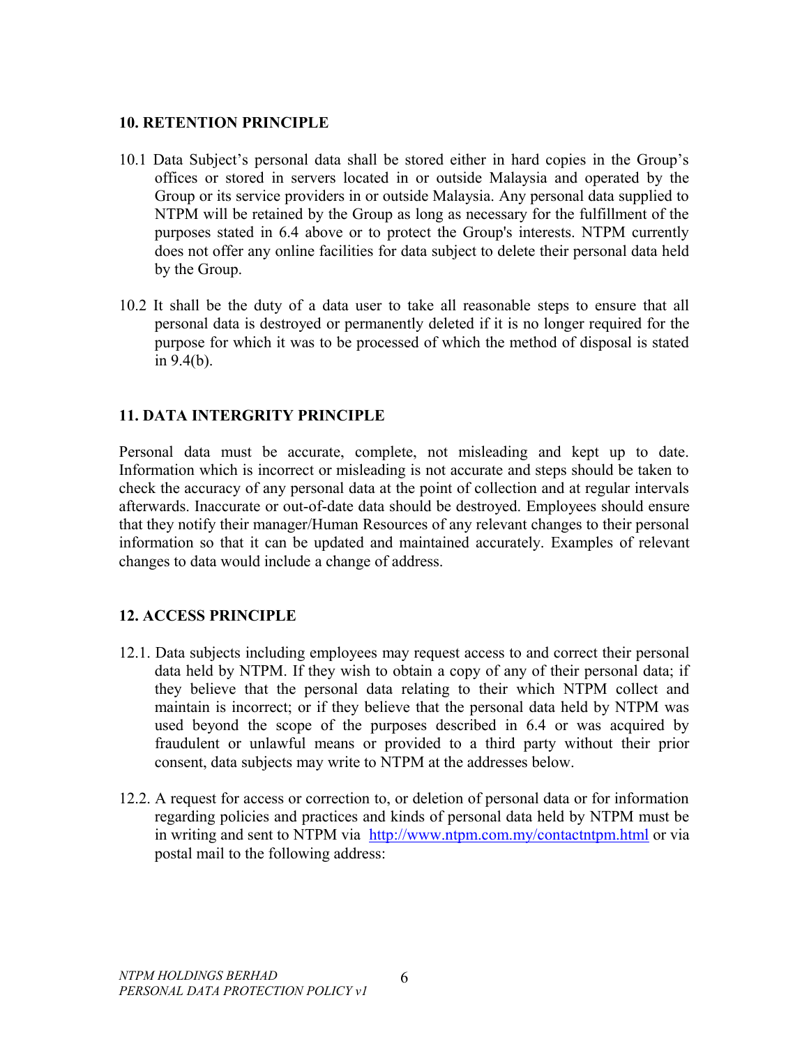## 10. RETENTION PRINCIPLE

10.1 Data Subject's personal data shall be stored either in hard copies in the Group's offices or stored in servers located in or outside Malaysia and operated by the Group or its service providers in or outside Malaysia. Any personal data supplied to NTPM will be retained by the Group as long as necessary for the fulfillment of the purposes stated in 6.4 above or to protect the Group's interests. NTPM currently does not offer any online facilities for data subject to delete their personal data held by the Group.

10.2 It shall be the duty of a data user to take all reasonable steps to ensure that all personal data is destroyed or permanently deleted if it is no longer required for the purpose for which it was to be processed of which the method of disposal is stated in 9.4(b).

## 11. DATA INTERGRITY PRINCIPLE

Personal data must be accurate, complete, not misleading and kept up to date. Information which is incorrect or misleading is not accurate and steps should be taken to check the accuracy of any personal data at the point of collection and at regular intervals afterwards. Inaccurate or out-of-date data should be destroyed. Employees should ensure that they notify their manager/Human Resources of any relevant changes to their personal information so that it can be updated and maintained accurately. Examples of relevant changes to data would include a change of address.

## 12. ACCESS PRINCIPLE

12.1. Data subjects including employees may request access to and correct their personal data held by NTPM. If they wish to obtain a copy of any of their personal data; if they believe that the personal data relating to their which NTPM collect and maintain is incorrect; or if they believe that the personal data held by NTPM was used beyond the scope of the purposes described in 6.4 or was acquired by fraudulent or unlawful means or provided to a third party without their prior consent, data subjects may write to NTPM at the addresses below.

12.2. A request for access or correction to, or deletion of personal data or for information regarding policies and practices and kinds of personal data held by NTPM must be in writing and sent to NTPM via [http://www.ntpm.com.my/contactntpm.html](http://www.ntpm.com.my/contactntpm.html) or via postal mail to the following address: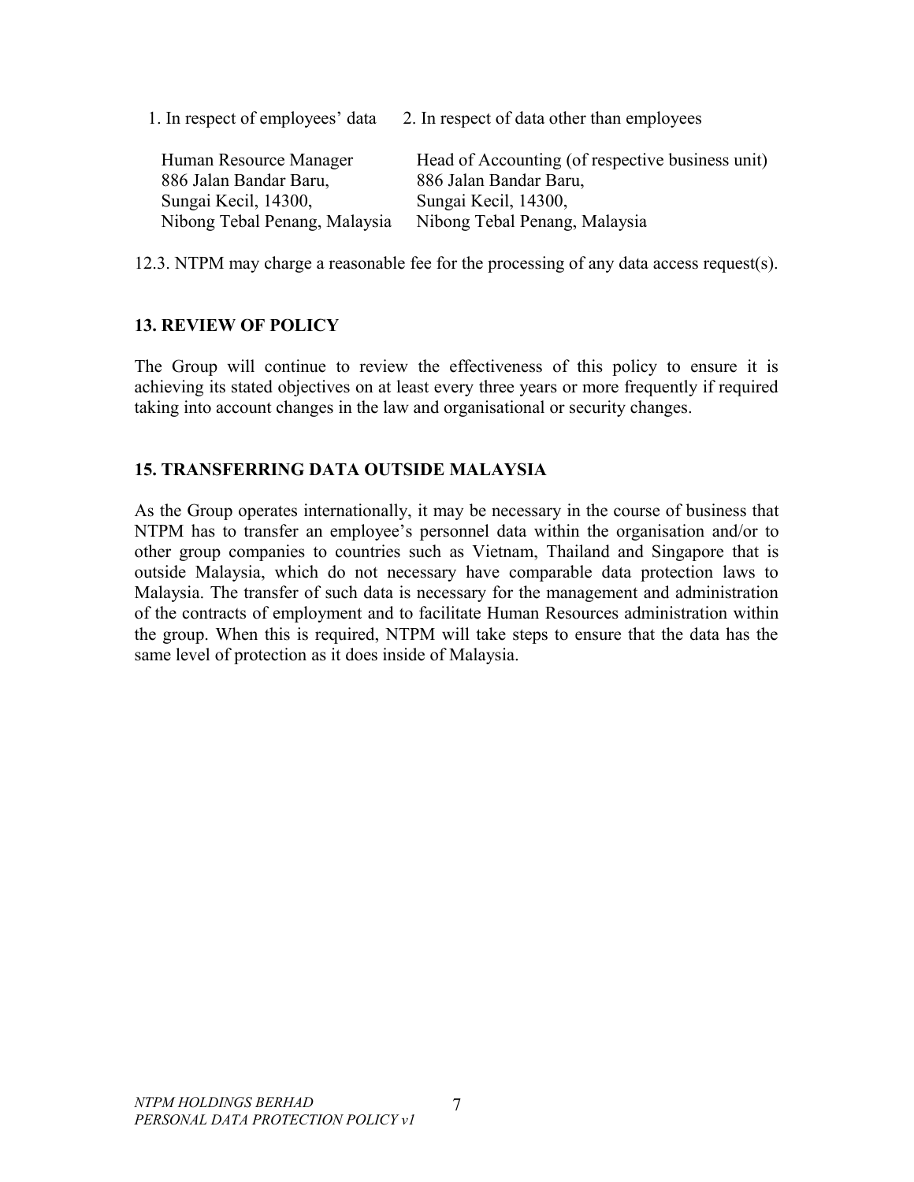| 1. In respect of employees' data | 2. In respect of data other than employees |
|---|---|
| Human Resource Manager<br>886 Jalan Bandar Baru,<br>Sungai Kecil, 14300,<br>Nibong Tebal Penang, Malaysia | Head of Accounting (of respective business unit)<br>886 Jalan Bandar Baru,<br>Sungai Kecil, 14300,<br>Nibong Tebal Penang, Malaysia |

12.3. NTPM may charge a reasonable fee for the processing of any data access request(s).

**13. REVIEW OF POLICY**

The Group will continue to review the effectiveness of this policy to ensure it is achieving its stated objectives on at least every three years or more frequently if required taking into account changes in the law and organisational or security changes.

**15. TRANSFERRING DATA OUTSIDE MALAYSIA**

As the Group operates internationally, it may be necessary in the course of business that NTPM has to transfer an employee's personnel data within the organisation and/or to other group companies to countries such as Vietnam, Thailand and Singapore that is outside Malaysia, which do not necessary have comparable data protection laws to Malaysia. The transfer of such data is necessary for the management and administration of the contracts of employment and to facilitate Human Resources administration within the group. When this is required, NTPM will take steps to ensure that the data has the same level of protection as it does inside of Malaysia.